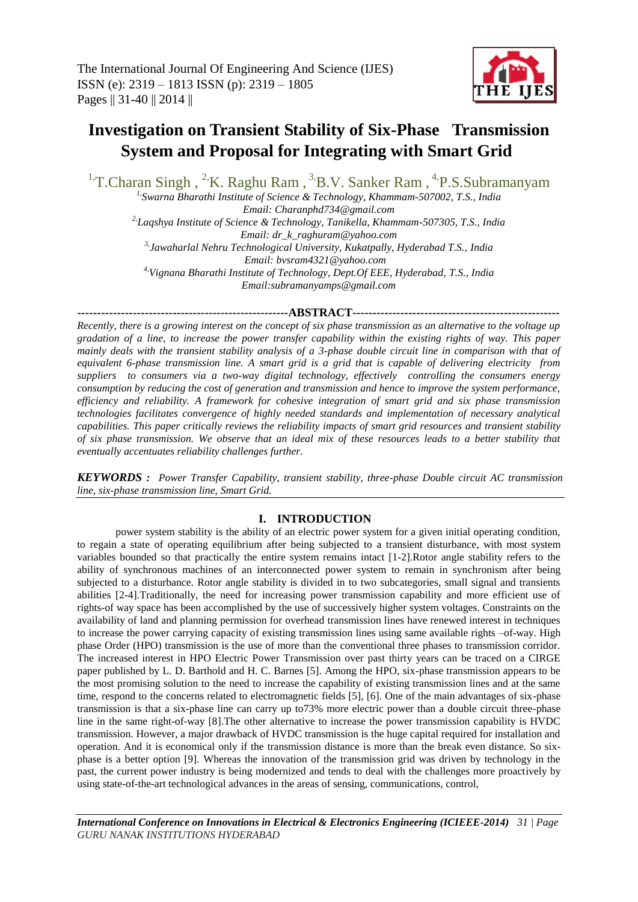# Investigation on Transient Stability of Six-Phase Transmission System and Proposal for Integrating with Smart Grid

[1]T.Charan Singh , [2]K. Raghu Ram , [3]B.V. Sanker Ram , [4]P.S.Subramanyam

*[1]Swarna Bharathi Institute of Science & Technology, Khammam-507002, T.S., India*
*Email: Charanphd734@gmail.com*
*[2]Laqshya Institute of Science & Technology, Tanikella, Khammam-507305, T.S., India*
*Email: dr_k_raghuram@yahoo.com*
*[3]Jawaharlal Nehru Technological University, Kukatpally, Hyderabad T.S., India*
*Email: bvsram4321@yahoo.com*
*[4]Vignana Bharathi Institute of Technology, Dept.Of EEE, Hyderabad, T.S., India*
*Email:subramanyamps@gmail.com*

**ABSTRACT**

*Recently, there is a growing interest on the concept of six phase transmission as an alternative to the voltage up gradation of a line, to increase the power transfer capability within the existing rights of way. This paper mainly deals with the transient stability analysis of a 3-phase double circuit line in comparison with that of equivalent 6-phase transmission line. A smart grid is a grid that is capable of delivering electricity from suppliers to consumers via a two-way digital technology, effectively controlling the consumers energy consumption by reducing the cost of generation and transmission and hence to improve the system performance, efficiency and reliability. A framework for cohesive integration of smart grid and six phase transmission technologies facilitates convergence of highly needed standards and implementation of necessary analytical capabilities. This paper critically reviews the reliability impacts of smart grid resources and transient stability of six phase transmission. We observe that an ideal mix of these resources leads to a better stability that eventually accentuates reliability challenges further.*

***KEYWORDS :*** *Power Transfer Capability, transient stability, three-phase Double circuit AC transmission line, six-phase transmission line, Smart Grid.*

## I. INTRODUCTION

power system stability is the ability of an electric power system for a given initial operating condition, to regain a state of operating equilibrium after being subjected to a transient disturbance, with most system variables bounded so that practically the entire system remains intact [1-2].Rotor angle stability refers to the ability of synchronous machines of an interconnected power system to remain in synchronism after being subjected to a disturbance. Rotor angle stability is divided in to two subcategories, small signal and transients abilities [2-4].Traditionally, the need for increasing power transmission capability and more efficient use of rights-of way space has been accomplished by the use of successively higher system voltages. Constraints on the availability of land and planning permission for overhead transmission lines have renewed interest in techniques to increase the power carrying capacity of existing transmission lines using same available rights –of-way. High phase Order (HPO) transmission is the use of more than the conventional three phases to transmission corridor. The increased interest in HPO Electric Power Transmission over past thirty years can be traced on a CIRGE paper published by L. D. Barthold and H. C. Barnes [5]. Among the HPO, six-phase transmission appears to be the most promising solution to the need to increase the capability of existing transmission lines and at the same time, respond to the concerns related to electromagnetic fields [5], [6]. One of the main advantages of six-phase transmission is that a six-phase line can carry up to73% more electric power than a double circuit three-phase line in the same right-of-way [8].The other alternative to increase the power transmission capability is HVDC transmission. However, a major drawback of HVDC transmission is the huge capital required for installation and operation. And it is economical only if the transmission distance is more than the break even distance. So six-phase is a better option [9]. Whereas the innovation of the transmission grid was driven by technology in the past, the current power industry is being modernized and tends to deal with the challenges more proactively by using state-of-the-art technological advances in the areas of sensing, communications, control,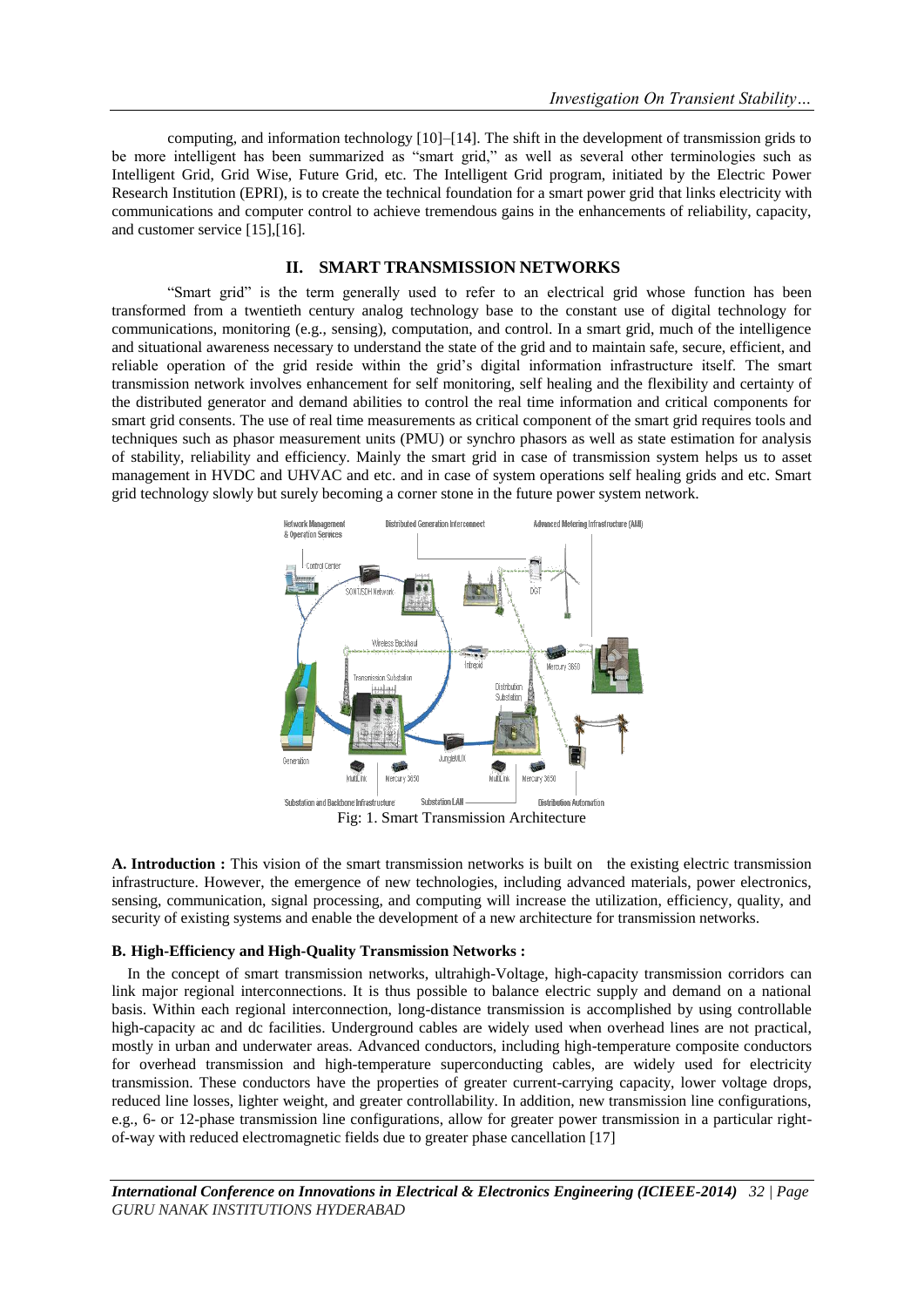computing, and information technology [10]–[14]. The shift in the development of transmission grids to be more intelligent has been summarized as "smart grid," as well as several other terminologies such as Intelligent Grid, Grid Wise, Future Grid, etc. The Intelligent Grid program, initiated by the Electric Power Research Institution (EPRI), is to create the technical foundation for a smart power grid that links electricity with communications and computer control to achieve tremendous gains in the enhancements of reliability, capacity, and customer service [15],[16].

## II. SMART TRANSMISSION NETWORKS

"Smart grid" is the term generally used to refer to an electrical grid whose function has been transformed from a twentieth century analog technology base to the constant use of digital technology for communications, monitoring (e.g., sensing), computation, and control. In a smart grid, much of the intelligence and situational awareness necessary to understand the state of the grid and to maintain safe, secure, efficient, and reliable operation of the grid reside within the grid's digital information infrastructure itself. The smart transmission network involves enhancement for self monitoring, self healing and the flexibility and certainty of the distributed generator and demand abilities to control the real time information and critical components for smart grid consents. The use of real time measurements as critical component of the smart grid requires tools and techniques such as phasor measurement units (PMU) or synchro phasors as well as state estimation for analysis of stability, reliability and efficiency. Mainly the smart grid in case of transmission system helps us to asset management in HVDC and UHVAC and etc. and in case of system operations self healing grids and etc. Smart grid technology slowly but surely becoming a corner stone in the future power system network.

Fig: 1. Smart Transmission Architecture

**A. Introduction :** This vision of the smart transmission networks is built on the existing electric transmission infrastructure. However, the emergence of new technologies, including advanced materials, power electronics, sensing, communication, signal processing, and computing will increase the utilization, efficiency, quality, and security of existing systems and enable the development of a new architecture for transmission networks.

**B. High-Efficiency and High-Quality Transmission Networks :**

In the concept of smart transmission networks, ultrahigh-Voltage, high-capacity transmission corridors can link major regional interconnections. It is thus possible to balance electric supply and demand on a national basis. Within each regional interconnection, long-distance transmission is accomplished by using controllable high-capacity ac and dc facilities. Underground cables are widely used when overhead lines are not practical, mostly in urban and underwater areas. Advanced conductors, including high-temperature composite conductors for overhead transmission and high-temperature superconducting cables, are widely used for electricity transmission. These conductors have the properties of greater current-carrying capacity, lower voltage drops, reduced line losses, lighter weight, and greater controllability. In addition, new transmission line configurations, e.g., 6- or 12-phase transmission line configurations, allow for greater power transmission in a particular right-of-way with reduced electromagnetic fields due to greater phase cancellation [17]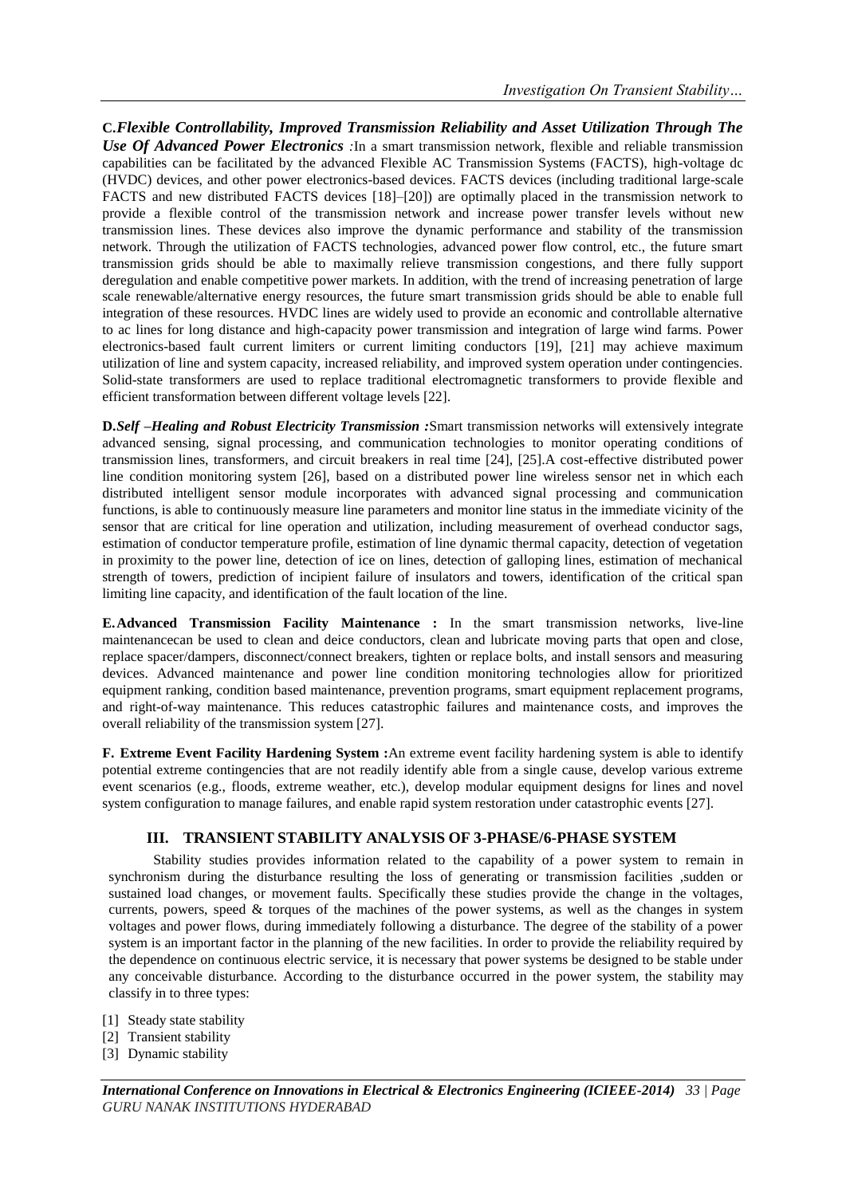**C.** ***Flexible Controllability, Improved Transmission Reliability and Asset Utilization Through The Use Of Advanced Power Electronics*** *:*In a smart transmission network, flexible and reliable transmission capabilities can be facilitated by the advanced Flexible AC Transmission Systems (FACTS), high-voltage dc (HVDC) devices, and other power electronics-based devices. FACTS devices (including traditional large-scale FACTS and new distributed FACTS devices [18]–[20]) are optimally placed in the transmission network to provide a flexible control of the transmission network and increase power transfer levels without new transmission lines. These devices also improve the dynamic performance and stability of the transmission network. Through the utilization of FACTS technologies, advanced power flow control, etc., the future smart transmission grids should be able to maximally relieve transmission congestions, and there fully support deregulation and enable competitive power markets. In addition, with the trend of increasing penetration of large scale renewable/alternative energy resources, the future smart transmission grids should be able to enable full integration of these resources. HVDC lines are widely used to provide an economic and controllable alternative to ac lines for long distance and high-capacity power transmission and integration of large wind farms. Power electronics-based fault current limiters or current limiting conductors [19], [21] may achieve maximum utilization of line and system capacity, increased reliability, and improved system operation under contingencies. Solid-state transformers are used to replace traditional electromagnetic transformers to provide flexible and efficient transformation between different voltage levels [22].

**D.** ***Self –Healing and Robust Electricity Transmission*** ***:***Smart transmission networks will extensively integrate advanced sensing, signal processing, and communication technologies to monitor operating conditions of transmission lines, transformers, and circuit breakers in real time [24], [25].A cost-effective distributed power line condition monitoring system [26], based on a distributed power line wireless sensor net in which each distributed intelligent sensor module incorporates with advanced signal processing and communication functions, is able to continuously measure line parameters and monitor line status in the immediate vicinity of the sensor that are critical for line operation and utilization, including measurement of overhead conductor sags, estimation of conductor temperature profile, estimation of line dynamic thermal capacity, detection of vegetation in proximity to the power line, detection of ice on lines, detection of galloping lines, estimation of mechanical strength of towers, prediction of incipient failure of insulators and towers, identification of the critical span limiting line capacity, and identification of the fault location of the line.

**E. Advanced Transmission Facility Maintenance :** In the smart transmission networks, live-line maintenancecan be used to clean and deice conductors, clean and lubricate moving parts that open and close, replace spacer/dampers, disconnect/connect breakers, tighten or replace bolts, and install sensors and measuring devices. Advanced maintenance and power line condition monitoring technologies allow for prioritized equipment ranking, condition based maintenance, prevention programs, smart equipment replacement programs, and right-of-way maintenance. This reduces catastrophic failures and maintenance costs, and improves the overall reliability of the transmission system [27].

**F. Extreme Event Facility Hardening System :**An extreme event facility hardening system is able to identify potential extreme contingencies that are not readily identify able from a single cause, develop various extreme event scenarios (e.g., floods, extreme weather, etc.), develop modular equipment designs for lines and novel system configuration to manage failures, and enable rapid system restoration under catastrophic events [27].

## III. TRANSIENT STABILITY ANALYSIS OF 3-PHASE/6-PHASE SYSTEM

Stability studies provides information related to the capability of a power system to remain in synchronism during the disturbance resulting the loss of generating or transmission facilities ,sudden or sustained load changes, or movement faults. Specifically these studies provide the change in the voltages, currents, powers, speed & torques of the machines of the power systems, as well as the changes in system voltages and power flows, during immediately following a disturbance. The degree of the stability of a power system is an important factor in the planning of the new facilities. In order to provide the reliability required by the dependence on continuous electric service, it is necessary that power systems be designed to be stable under any conceivable disturbance. According to the disturbance occurred in the power system, the stability may classify in to three types:

[1] Steady state stability
[2] Transient stability
[3] Dynamic stability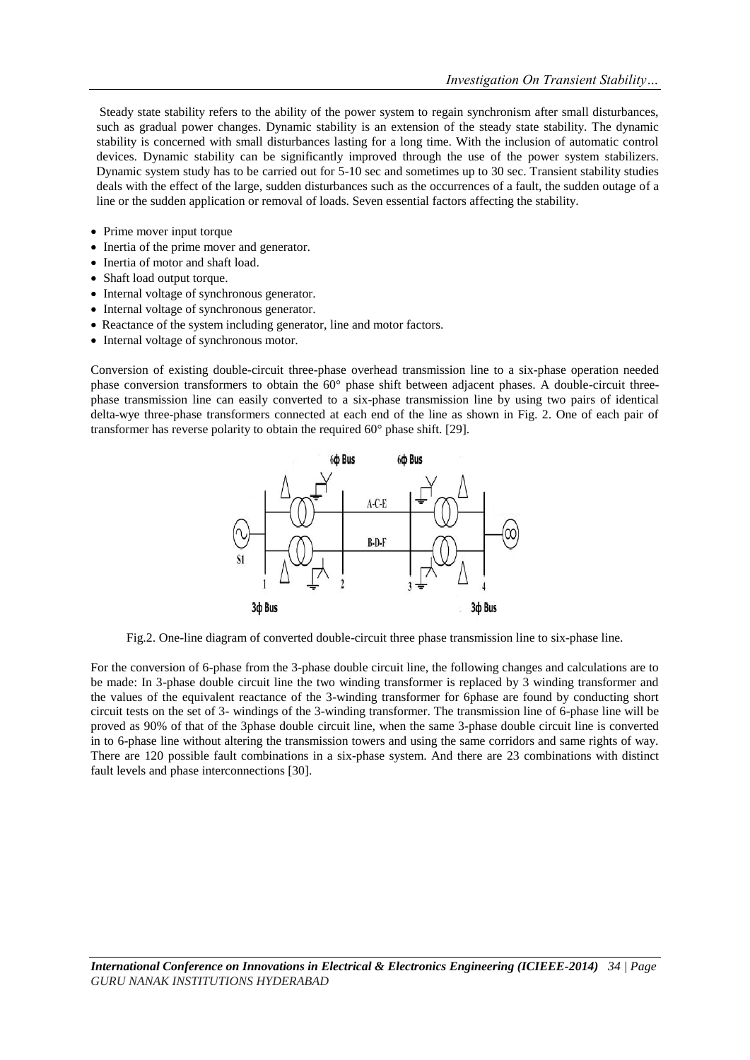Steady state stability refers to the ability of the power system to regain synchronism after small disturbances, such as gradual power changes. Dynamic stability is an extension of the steady state stability. The dynamic stability is concerned with small disturbances lasting for a long time. With the inclusion of automatic control devices. Dynamic stability can be significantly improved through the use of the power system stabilizers. Dynamic system study has to be carried out for 5-10 sec and sometimes up to 30 sec. Transient stability studies deals with the effect of the large, sudden disturbances such as the occurrences of a fault, the sudden outage of a line or the sudden application or removal of loads. Seven essential factors affecting the stability.

- Prime mover input torque
- Inertia of the prime mover and generator.
- Inertia of motor and shaft load.
- Shaft load output torque.
- Internal voltage of synchronous generator.
- Internal voltage of synchronous generator.
- Reactance of the system including generator, line and motor factors.
- Internal voltage of synchronous motor.

Conversion of existing double-circuit three-phase overhead transmission line to a six-phase operation needed phase conversion transformers to obtain the 60° phase shift between adjacent phases. A double-circuit three-phase transmission line can easily converted to a six-phase transmission line by using two pairs of identical delta-wye three-phase transformers connected at each end of the line as shown in Fig. 2. One of each pair of transformer has reverse polarity to obtain the required 60° phase shift. [29].

Fig.2. One-line diagram of converted double-circuit three phase transmission line to six-phase line.

For the conversion of 6-phase from the 3-phase double circuit line, the following changes and calculations are to be made: In 3-phase double circuit line the two winding transformer is replaced by 3 winding transformer and the values of the equivalent reactance of the 3-winding transformer for 6phase are found by conducting short circuit tests on the set of 3- windings of the 3-winding transformer. The transmission line of 6-phase line will be proved as 90% of that of the 3phase double circuit line, when the same 3-phase double circuit line is converted in to 6-phase line without altering the transmission towers and using the same corridors and same rights of way. There are 120 possible fault combinations in a six-phase system. And there are 23 combinations with distinct fault levels and phase interconnections [30].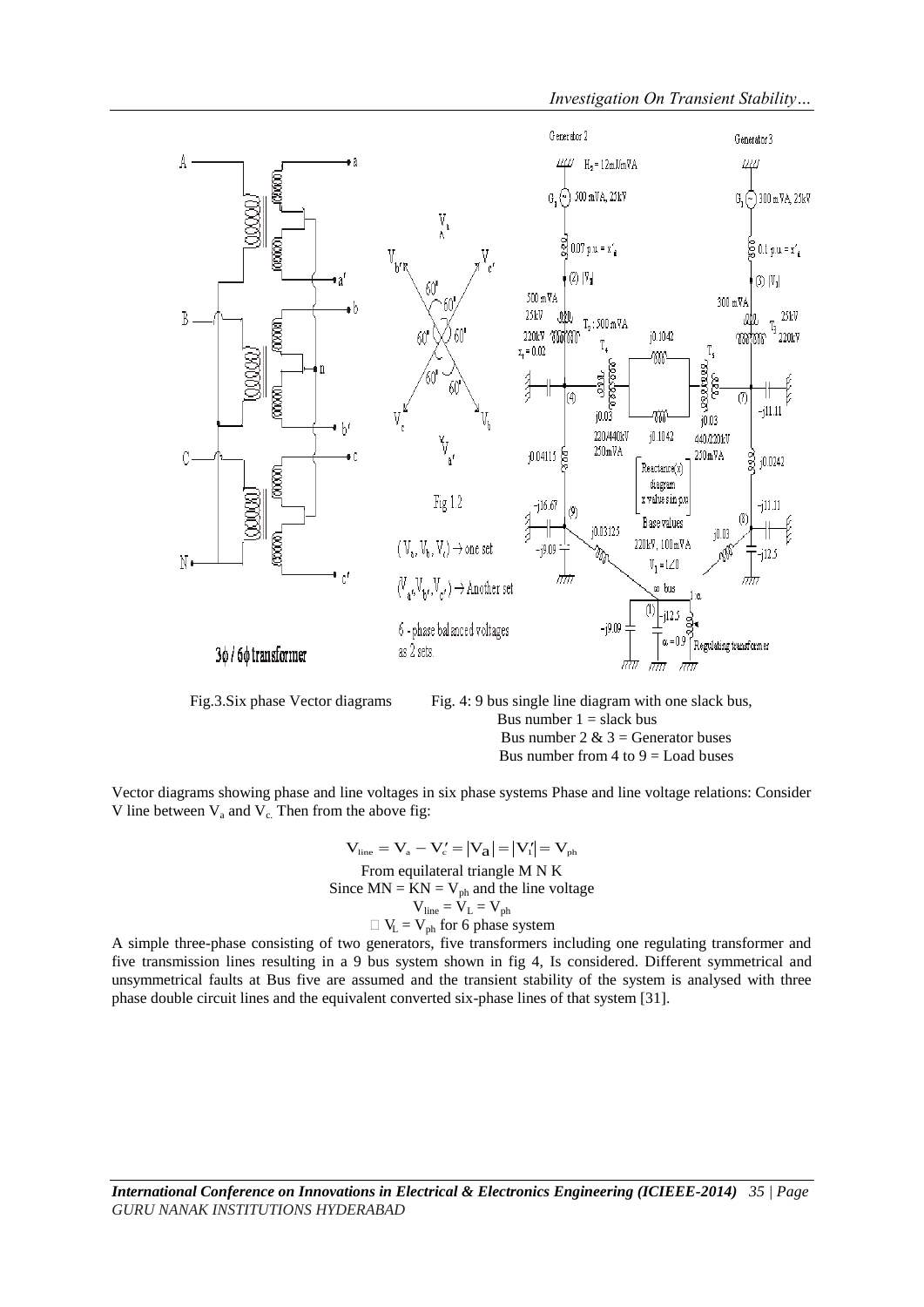Fig.3.Six phase Vector diagrams

Fig. 4: 9 bus single line diagram with one slack bus,
Bus number 1 = slack bus
Bus number 2 & 3 = Generator buses
Bus number from 4 to 9 = Load buses

Vector diagrams showing phase and line voltages in six phase systems Phase and line voltage relations: Consider V line between $V_a$ and $V_c$. Then from the above fig:

$$V_{line} = V_a - V_c' = |V_a| = |V_1'| = V_{ph}$$

From equilateral triangle M N K

Since MN = KN = $V_{ph}$ and the line voltage

$$V_{line} = V_L = V_{ph}$$

$\therefore V_L = V_{ph}$ for 6 phase system

A simple three-phase consisting of two generators, five transformers including one regulating transformer and five transmission lines resulting in a 9 bus system shown in fig 4, Is considered. Different symmetrical and unsymmetrical faults at Bus five are assumed and the transient stability of the system is analysed with three phase double circuit lines and the equivalent converted six-phase lines of that system [31].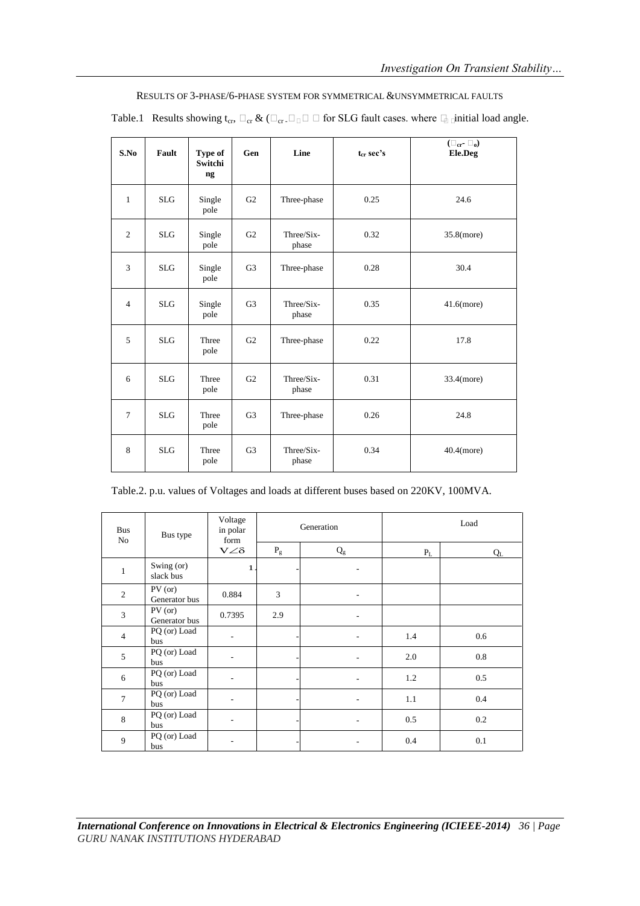RESULTS OF 3-PHASE/6-PHASE SYSTEM FOR SYMMETRICAL &UNSYMMETRICAL FAULTS

Table.1 Results showing $t_{cr}$, $\delta_{cr}$ & ($\delta_{cr}$ - $\delta_0$) for SLG fault cases. where $\delta_0$ initial load angle.

| S.No | Fault | Type of Switching | Gen | Line | $t_{cr}$ sec's | ($\delta_{cr}$ - $\delta_0$) Ele.Deg |
|---|---|---|---|---|---|---|
| 1 | SLG | Single pole | G2 | Three-phase | 0.25 | 24.6 |
| 2 | SLG | Single pole | G2 | Three/Six-phase | 0.32 | 35.8(more) |
| 3 | SLG | Single pole | G3 | Three-phase | 0.28 | 30.4 |
| 4 | SLG | Single pole | G3 | Three/Six-phase | 0.35 | 41.6(more) |
| 5 | SLG | Three pole | G2 | Three-phase | 0.22 | 17.8 |
| 6 | SLG | Three pole | G2 | Three/Six-phase | 0.31 | 33.4(more) |
| 7 | SLG | Three pole | G3 | Three-phase | 0.26 | 24.8 |
| 8 | SLG | Three pole | G3 | Three/Six-phase | 0.34 | 40.4(more) |

Table.2. p.u. values of Voltages and loads at different buses based on 220KV, 100MVA.

| Bus No | Bus type | Voltage in polar form | Generation | | Load | |
|---|---|---|---|---|---|---|
| | | $V\angle\delta$ | $P_g$ | $Q_g$ | $P_L$ | $Q_L$ |
| 1 | Swing (or) slack bus | 1 | - | - | | |
| 2 | PV (or) Generator bus | 0.884 | 3 | - | | |
| 3 | PV (or) Generator bus | 0.7395 | 2.9 | - | | |
| 4 | PQ (or) Load bus | - | - | - | 1.4 | 0.6 |
| 5 | PQ (or) Load bus | - | - | - | 2.0 | 0.8 |
| 6 | PQ (or) Load bus | - | - | - | 1.2 | 0.5 |
| 7 | PQ (or) Load bus | - | - | - | 1.1 | 0.4 |
| 8 | PQ (or) Load bus | - | - | - | 0.5 | 0.2 |
| 9 | PQ (or) Load bus | - | - | - | 0.4 | 0.1 |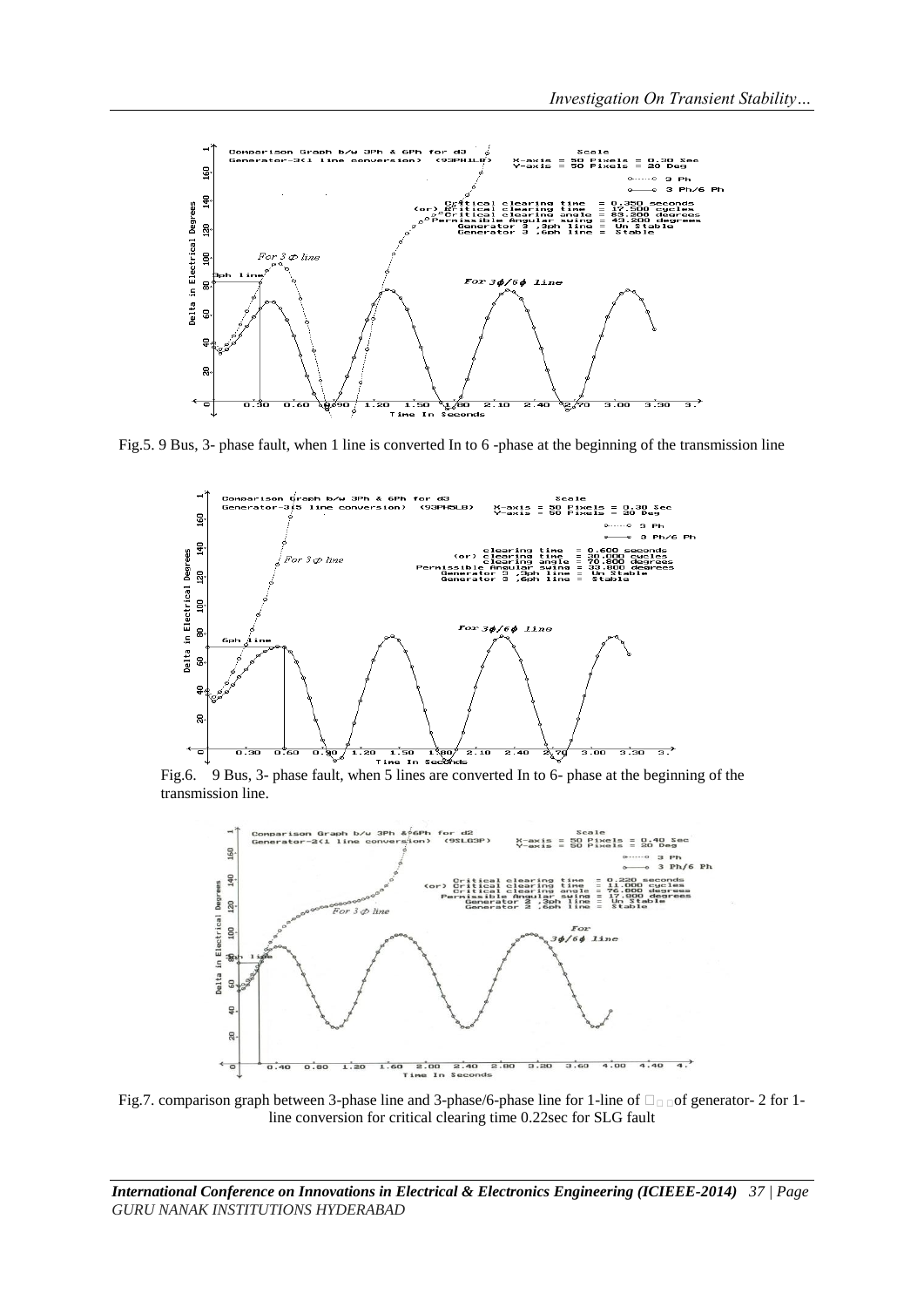Fig.5. 9 Bus, 3- phase fault, when 1 line is converted In to 6 -phase at the beginning of the transmission line

Fig.6. 9 Bus, 3- phase fault, when 5 lines are converted In to 6- phase at the beginning of the transmission line.

Fig.7. comparison graph between 3-phase line and 3-phase/6-phase line for 1-line of □□□of generator- 2 for 1-line conversion for critical clearing time 0.22sec for SLG fault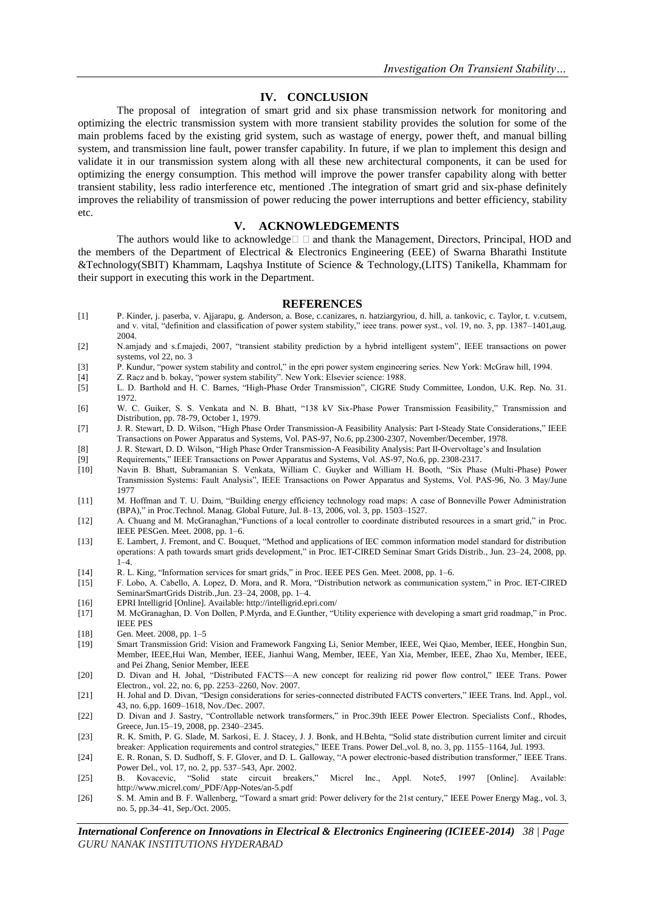## IV. CONCLUSION

The proposal of integration of smart grid and six phase transmission network for monitoring and optimizing the electric transmission system with more transient stability provides the solution for some of the main problems faced by the existing grid system, such as wastage of energy, power theft, and manual billing system, and transmission line fault, power transfer capability. In future, if we plan to implement this design and validate it in our transmission system along with all these new architectural components, it can be used for optimizing the energy consumption. This method will improve the power transfer capability along with better transient stability, less radio interference etc, mentioned .The integration of smart grid and six-phase definitely improves the reliability of transmission of power reducing the power interruptions and better efficiency, stability etc.

## V. ACKNOWLEDGEMENTS

The authors would like to acknowledge and thank the Management, Directors, Principal, HOD and the members of the Department of Electrical & Electronics Engineering (EEE) of Swarna Bharathi Institute &Technology(SBIT) Khammam, Laqshya Institute of Science & Technology,(LITS) Tanikella, Khammam for their support in executing this work in the Department.

## REFERENCES

[1] P. Kinder, j. paserba, v. Ajjarapu, g. Anderson, a. Bose, c.canizares, n. hatziargyriou, d. hill, a. tankovic, c. Taylor, t. v.cutsem, and v. vital, "definition and classification of power system stability," ieee trans. power syst., vol. 19, no. 3, pp. 1387–1401,aug. 2004.

[2] N.amjady and s.f.majedi, 2007, "transient stability prediction by a hybrid intelligent system", IEEE transactions on power systems, vol 22, no. 3

[3] P. Kundur, "power system stability and control," in the epri power system engineering series. New York: McGraw hill, 1994.

[4] Z. Racz and b. bokay, "power system stability". New York: Elsevier science: 1988.

[5] L. D. Barthold and H. C. Barnes, "High-Phase Order Transmission", CIGRE Study Committee, London, U.K. Rep. No. 31. 1972.

[6] W. C. Guiker, S. S. Venkata and N. B. Bhatt, "138 kV Six-Phase Power Transmission Feasibility," Transmission and Distribution, pp. 78-79, October 1, 1979.

[7] J. R. Stewart, D. D. Wilson, "High Phase Order Transmission-A Feasibility Analysis: Part I-Steady State Considerations," IEEE Transactions on Power Apparatus and Systems, Vol. PAS-97, No.6, pp.2300-2307, November/December, 1978.

[8] J. R. Stewart, D. D. Wilson, "High Phase Order Transmission-A Feasibility Analysis: Part II-Overvoltage's and Insulation

[9] Requirements," IEEE Transactions on Power Apparatus and Systems, Vol. AS-97, No.6, pp. 2308-2317.

[10] Navin B. Bhatt, Subramanian S. Venkata, William C. Guyker and William H. Booth, "Six Phase (Multi-Phase) Power Transmission Systems: Fault Analysis", IEEE Transactions on Power Apparatus and Systems, Vol. PAS-96, No. 3 May/June 1977

[11] M. Hoffman and T. U. Daim, "Building energy efficiency technology road maps: A case of Bonneville Power Administration (BPA)," in Proc.Technol. Manag. Global Future, Jul. 8–13, 2006, vol. 3, pp. 1503–1527.

[12] A. Chuang and M. McGranaghan,"Functions of a local controller to coordinate distributed resources in a smart grid," in Proc. IEEE PESGen. Meet. 2008, pp. 1–6.

[13] E. Lambert, J. Fremont, and C. Bouquet, "Method and applications of IEC common information model standard for distribution operations: A path towards smart grids development," in Proc. IET-CIRED Seminar Smart Grids Distrib., Jun. 23–24, 2008, pp. 1–4.

[14] R. L. King, "Information services for smart grids," in Proc. IEEE PES Gen. Meet. 2008, pp. 1–6.

[15] F. Lobo, A. Cabello, A. Lopez, D. Mora, and R. Mora, "Distribution network as communication system," in Proc. IET-CIRED SeminarSmartGrids Distrib.,Jun. 23–24, 2008, pp. 1–4.

[16] EPRI Intelligrid [Online]. Available: http://intelligrid.epri.com/

[17] M. McGranaghan, D. Von Dollen, P.Myrda, and E.Gunther, "Utility experience with developing a smart grid roadmap," in Proc. IEEE PES

[18] Gen. Meet. 2008, pp. 1–5

[19] Smart Transmission Grid: Vision and Framework Fangxing Li, Senior Member, IEEE, Wei Qiao, Member, IEEE, Hongbin Sun, Member, IEEE,Hui Wan, Member, IEEE, Jianhui Wang, Member, IEEE, Yan Xia, Member, IEEE, Zhao Xu, Member, IEEE, and Pei Zhang, Senior Member, IEEE

[20] D. Divan and H. Johal, "Distributed FACTS—A new concept for realizing rid power flow control," IEEE Trans. Power Electron., vol. 22, no. 6, pp. 2253–2260, Nov. 2007.

[21] H. Johal and D. Divan, "Design considerations for series-connected distributed FACTS converters," IEEE Trans. Ind. Appl., vol. 43, no. 6,pp. 1609–1618, Nov./Dec. 2007.

[22] D. Divan and J. Sastry, "Controllable network transformers," in Proc.39th IEEE Power Electron. Specialists Conf., Rhodes, Greece, Jun.15–19, 2008, pp. 2340–2345.

[23] R. K. Smith, P. G. Slade, M. Sarkosi, E. J. Stacey, J. J. Bonk, and H.Behta, "Solid state distribution current limiter and circuit breaker: Application requirements and control strategies," IEEE Trans. Power Del.,vol. 8, no. 3, pp. 1155–1164, Jul. 1993.

[24] E. R. Ronan, S. D. Sudhoff, S. F. Glover, and D. L. Galloway, "A power electronic-based distribution transformer," IEEE Trans. Power Del., vol. 17, no. 2, pp. 537–543, Apr. 2002.

[25] B. Kovacevic, "Solid state circuit breakers," Micrel Inc., Appl. Note5, 1997 [Online]. Available: http://www.micrel.com/_PDF/App-Notes/an-5.pdf

[26] S. M. Amin and B. F. Wallenberg, "Toward a smart grid: Power delivery for the 21st century," IEEE Power Energy Mag., vol. 3, no. 5, pp.34–41, Sep./Oct. 2005.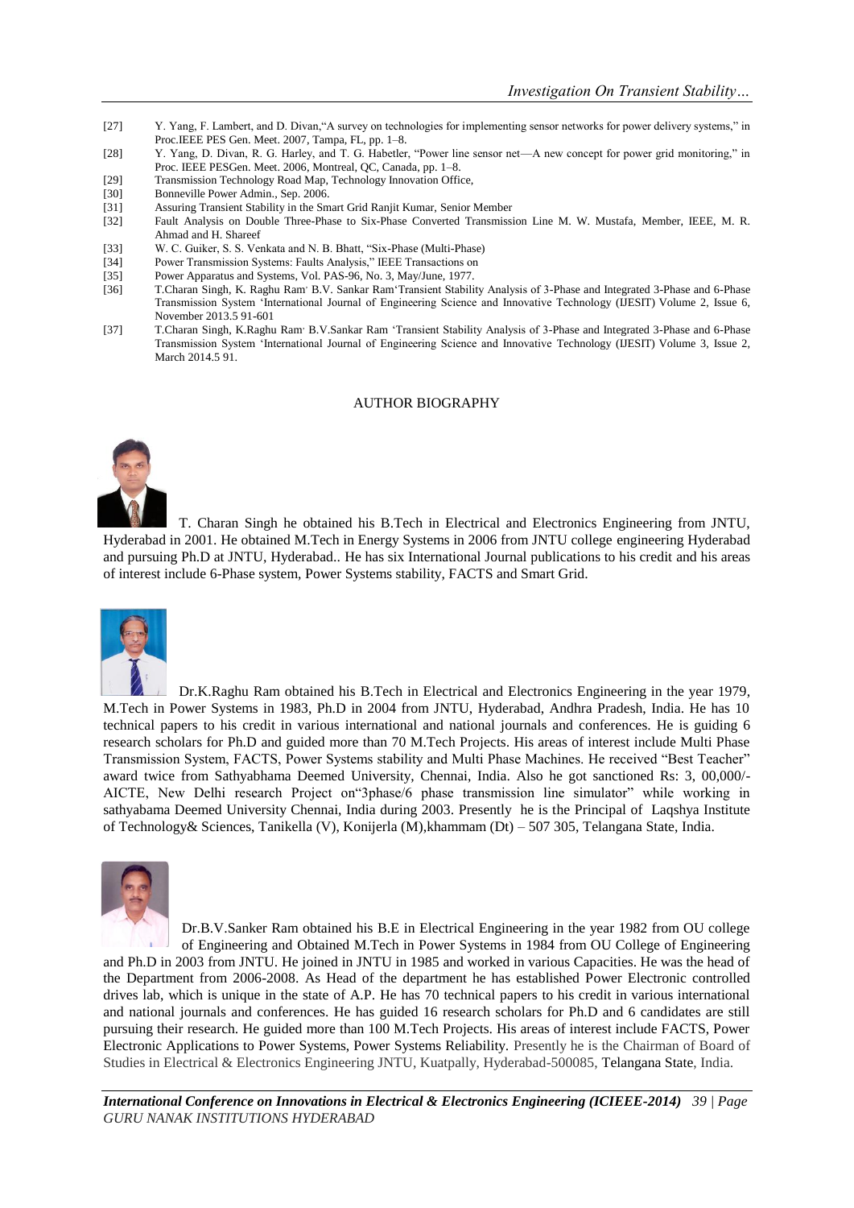[27] Y. Yang, F. Lambert, and D. Divan,"A survey on technologies for implementing sensor networks for power delivery systems," in Proc.IEEE PES Gen. Meet. 2007, Tampa, FL, pp. 1–8.

[28] Y. Yang, D. Divan, R. G. Harley, and T. G. Habetler, "Power line sensor net—A new concept for power grid monitoring," in Proc. IEEE PESGen. Meet. 2006, Montreal, QC, Canada, pp. 1–8.

[29] Transmission Technology Road Map, Technology Innovation Office,

[30] Bonneville Power Admin., Sep. 2006.

[31] Assuring Transient Stability in the Smart Grid Ranjit Kumar, Senior Member

[32] Fault Analysis on Double Three-Phase to Six-Phase Converted Transmission Line M. W. Mustafa, Member, IEEE, M. R. Ahmad and H. Shareef

[33] W. C. Guiker, S. S. Venkata and N. B. Bhatt, "Six-Phase (Multi-Phase)

[34] Power Transmission Systems: Faults Analysis," IEEE Transactions on

[35] Power Apparatus and Systems, Vol. PAS-96, No. 3, May/June, 1977.

[36] T.Charan Singh, K. Raghu Ram, B.V. Sankar Ram'Transient Stability Analysis of 3-Phase and Integrated 3-Phase and 6-Phase Transmission System 'International Journal of Engineering Science and Innovative Technology (IJESIT) Volume 2, Issue 6, November 2013.5 91-601

[37] T.Charan Singh, K.Raghu Ram, B.V.Sankar Ram 'Transient Stability Analysis of 3-Phase and Integrated 3-Phase and 6-Phase Transmission System 'International Journal of Engineering Science and Innovative Technology (IJESIT) Volume 3, Issue 2, March 2014.5 91.

## AUTHOR BIOGRAPHY

T. Charan Singh he obtained his B.Tech in Electrical and Electronics Engineering from JNTU, Hyderabad in 2001. He obtained M.Tech in Energy Systems in 2006 from JNTU college engineering Hyderabad and pursuing Ph.D at JNTU, Hyderabad.. He has six International Journal publications to his credit and his areas of interest include 6-Phase system, Power Systems stability, FACTS and Smart Grid.

Dr.K.Raghu Ram obtained his B.Tech in Electrical and Electronics Engineering in the year 1979, M.Tech in Power Systems in 1983, Ph.D in 2004 from JNTU, Hyderabad, Andhra Pradesh, India. He has 10 technical papers to his credit in various international and national journals and conferences. He is guiding 6 research scholars for Ph.D and guided more than 70 M.Tech Projects. His areas of interest include Multi Phase Transmission System, FACTS, Power Systems stability and Multi Phase Machines. He received "Best Teacher" award twice from Sathyabhama Deemed University, Chennai, India. Also he got sanctioned Rs: 3, 00,000/- AICTE, New Delhi research Project on"3phase/6 phase transmission line simulator" while working in sathyabama Deemed University Chennai, India during 2003. Presently he is the Principal of Laqshya Institute of Technology& Sciences, Tanikella (V), Konijerla (M),khammam (Dt) – 507 305, Telangana State, India.

Dr.B.V.Sanker Ram obtained his B.E in Electrical Engineering in the year 1982 from OU college of Engineering and Obtained M.Tech in Power Systems in 1984 from OU College of Engineering and Ph.D in 2003 from JNTU. He joined in JNTU in 1985 and worked in various Capacities. He was the head of the Department from 2006-2008. As Head of the department he has established Power Electronic controlled drives lab, which is unique in the state of A.P. He has 70 technical papers to his credit in various international and national journals and conferences. He has guided 16 research scholars for Ph.D and 6 candidates are still pursuing their research. He guided more than 100 M.Tech Projects. His areas of interest include FACTS, Power Electronic Applications to Power Systems, Power Systems Reliability. Presently he is the Chairman of Board of Studies in Electrical & Electronics Engineering JNTU, Kuatpally, Hyderabad-500085, Telangana State, India.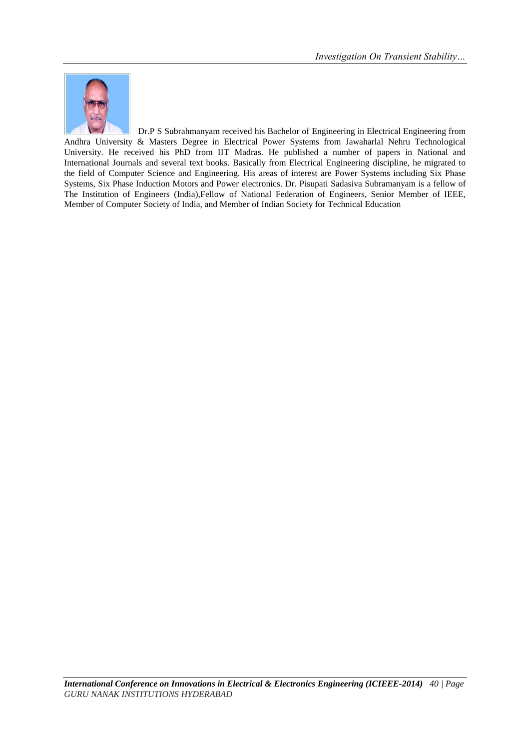Dr.P S Subrahmanyam received his Bachelor of Engineering in Electrical Engineering from Andhra University & Masters Degree in Electrical Power Systems from Jawaharlal Nehru Technological University. He received his PhD from IIT Madras. He published a number of papers in National and International Journals and several text books. Basically from Electrical Engineering discipline, he migrated to the field of Computer Science and Engineering. His areas of interest are Power Systems including Six Phase Systems, Six Phase Induction Motors and Power electronics. Dr. Pisupati Sadasiva Subramanyam is a fellow of The Institution of Engineers (India),Fellow of National Federation of Engineers, Senior Member of IEEE, Member of Computer Society of India, and Member of Indian Society for Technical Education